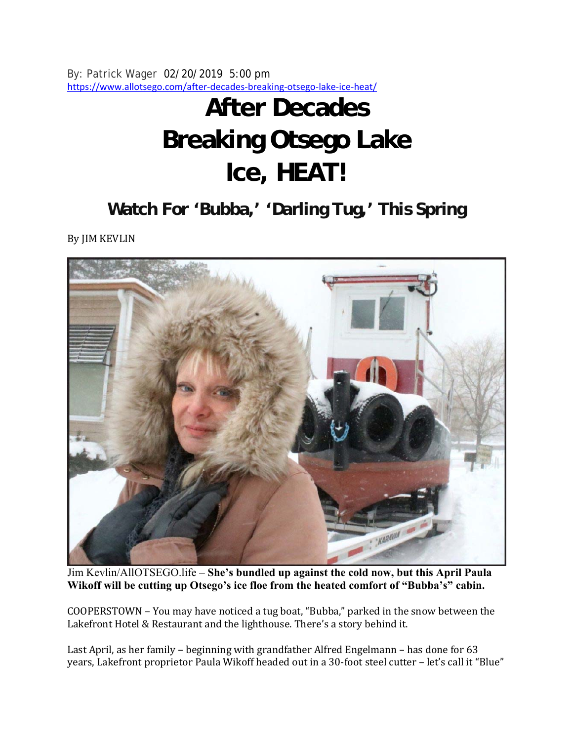By: Patrick Wager 02/20/2019 5:00 pm
https://www.allotsego.com/after-decades-breaking-otsego-lake-ice-heat/

# After Decades Breaking Otsego Lake Ice, HEAT!

## Watch For 'Bubba,' 'Darling Tug,' This Spring

By JIM KEVLIN

Jim Kevlin/AllOTSEGO.life – **She's bundled up against the cold now, but this April Paula Wikoff will be cutting up Otsego's ice floe from the heated comfort of "Bubba's" cabin.**

COOPERSTOWN – You may have noticed a tug boat, "Bubba," parked in the snow between the Lakefront Hotel & Restaurant and the lighthouse. There's a story behind it.

Last April, as her family – beginning with grandfather Alfred Engelmann – has done for 63 years, Lakefront proprietor Paula Wikoff headed out in a 30-foot steel cutter – let's call it "Blue"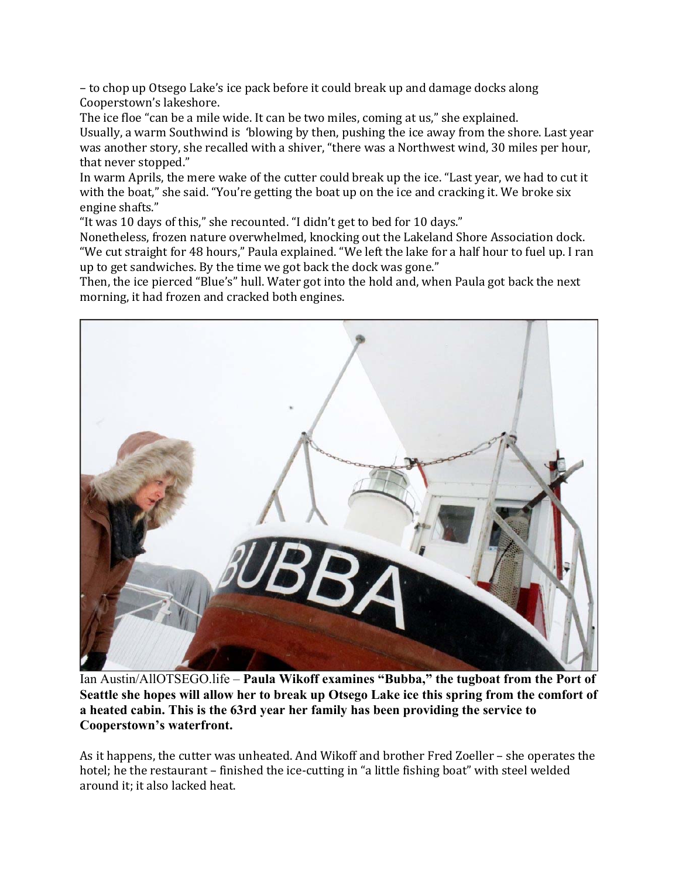– to chop up Otsego Lake's ice pack before it could break up and damage docks along Cooperstown's lakeshore.

The ice floe "can be a mile wide. It can be two miles, coming at us," she explained.

Usually, a warm Southwind is 'blowing by then, pushing the ice away from the shore. Last year was another story, she recalled with a shiver, "there was a Northwest wind, 30 miles per hour, that never stopped."

In warm Aprils, the mere wake of the cutter could break up the ice. "Last year, we had to cut it with the boat," she said. "You're getting the boat up on the ice and cracking it. We broke six engine shafts."

"It was 10 days of this," she recounted. "I didn't get to bed for 10 days."

Nonetheless, frozen nature overwhelmed, knocking out the Lakeland Shore Association dock.

"We cut straight for 48 hours," Paula explained. "We left the lake for a half hour to fuel up. I ran up to get sandwiches. By the time we got back the dock was gone."

Then, the ice pierced "Blue's" hull. Water got into the hold and, when Paula got back the next morning, it had frozen and cracked both engines.

Ian Austin/AllOTSEGO.life – **Paula Wikoff examines "Bubba," the tugboat from the Port of Seattle she hopes will allow her to break up Otsego Lake ice this spring from the comfort of a heated cabin. This is the 63rd year her family has been providing the service to Cooperstown's waterfront.**

As it happens, the cutter was unheated. And Wikoff and brother Fred Zoeller – she operates the hotel; he the restaurant – finished the ice-cutting in "a little fishing boat" with steel welded around it; it also lacked heat.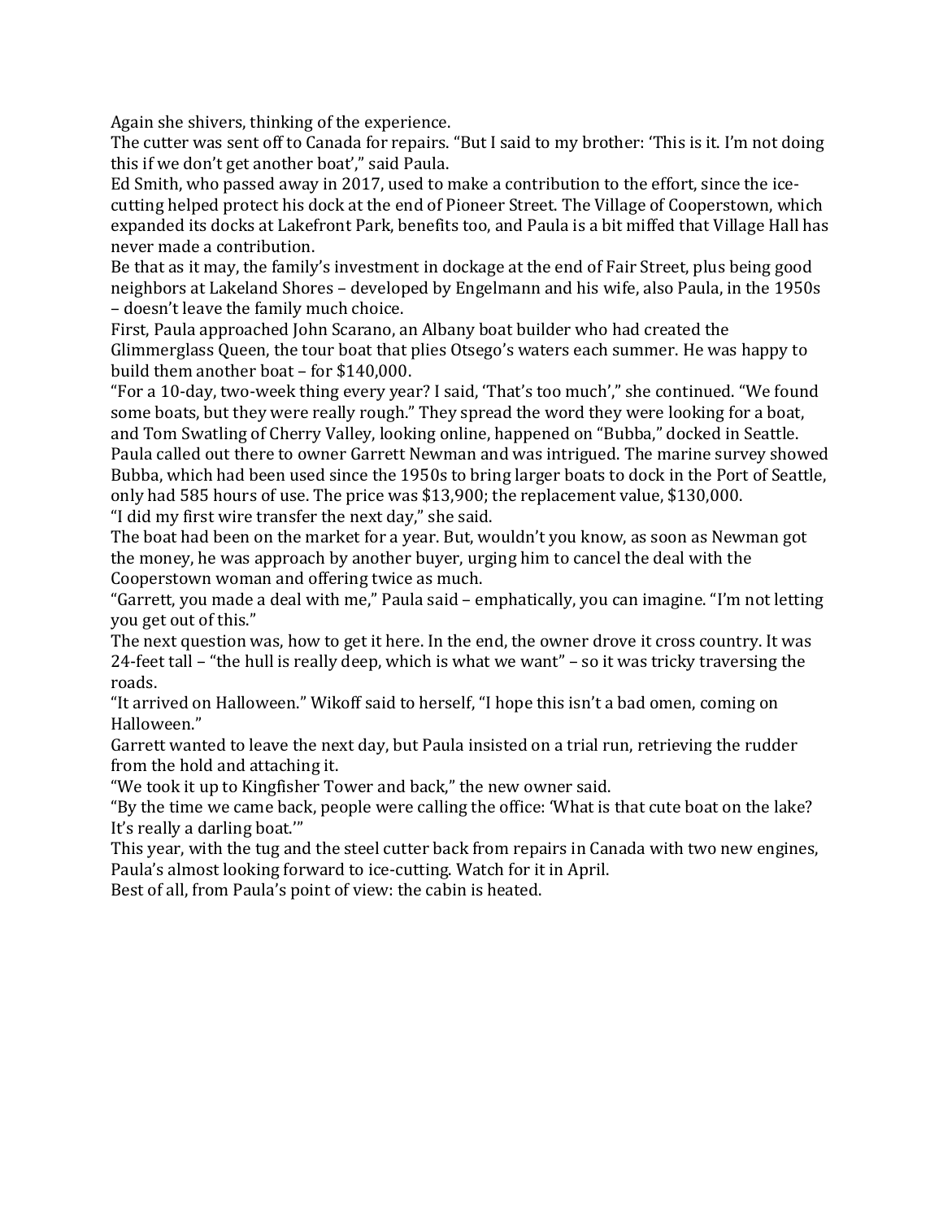Again she shivers, thinking of the experience.

The cutter was sent off to Canada for repairs. "But I said to my brother: 'This is it. I'm not doing this if we don't get another boat'," said Paula.

Ed Smith, who passed away in 2017, used to make a contribution to the effort, since the ice-cutting helped protect his dock at the end of Pioneer Street. The Village of Cooperstown, which expanded its docks at Lakefront Park, benefits too, and Paula is a bit miffed that Village Hall has never made a contribution.

Be that as it may, the family's investment in dockage at the end of Fair Street, plus being good neighbors at Lakeland Shores – developed by Engelmann and his wife, also Paula, in the 1950s – doesn't leave the family much choice.

First, Paula approached John Scarano, an Albany boat builder who had created the Glimmerglass Queen, the tour boat that plies Otsego's waters each summer. He was happy to build them another boat – for $140,000.

"For a 10-day, two-week thing every year? I said, 'That's too much'," she continued. "We found some boats, but they were really rough." They spread the word they were looking for a boat, and Tom Swatling of Cherry Valley, looking online, happened on "Bubba," docked in Seattle.

Paula called out there to owner Garrett Newman and was intrigued. The marine survey showed Bubba, which had been used since the 1950s to bring larger boats to dock in the Port of Seattle, only had 585 hours of use. The price was $13,900; the replacement value, $130,000.

"I did my first wire transfer the next day," she said.

The boat had been on the market for a year. But, wouldn't you know, as soon as Newman got the money, he was approach by another buyer, urging him to cancel the deal with the Cooperstown woman and offering twice as much.

"Garrett, you made a deal with me," Paula said – emphatically, you can imagine. "I'm not letting you get out of this."

The next question was, how to get it here. In the end, the owner drove it cross country. It was 24-feet tall – "the hull is really deep, which is what we want" – so it was tricky traversing the roads.

"It arrived on Halloween." Wikoff said to herself, "I hope this isn't a bad omen, coming on Halloween."

Garrett wanted to leave the next day, but Paula insisted on a trial run, retrieving the rudder from the hold and attaching it.

"We took it up to Kingfisher Tower and back," the new owner said.

"By the time we came back, people were calling the office: 'What is that cute boat on the lake? It's really a darling boat.'"

This year, with the tug and the steel cutter back from repairs in Canada with two new engines, Paula's almost looking forward to ice-cutting. Watch for it in April.

Best of all, from Paula's point of view: the cabin is heated.